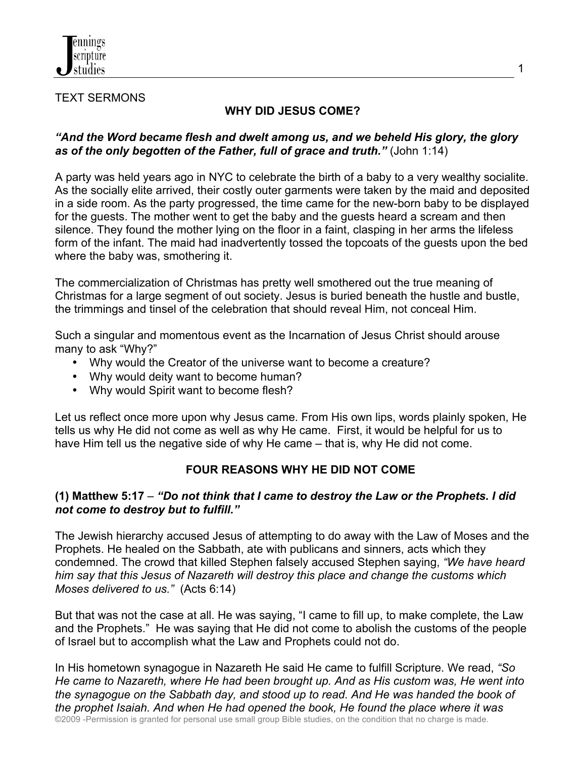TEXT SERMONS

## WHY DID JESUS COME?

***"And the Word became flesh and dwelt among us, and we beheld His glory, the glory as of the only begotten of the Father, full of grace and truth."*** (John 1:14)

A party was held years ago in NYC to celebrate the birth of a baby to a very wealthy socialite. As the socially elite arrived, their costly outer garments were taken by the maid and deposited in a side room. As the party progressed, the time came for the new-born baby to be displayed for the guests. The mother went to get the baby and the guests heard a scream and then silence. They found the mother lying on the floor in a faint, clasping in her arms the lifeless form of the infant. The maid had inadvertently tossed the topcoats of the guests upon the bed where the baby was, smothering it.

The commercialization of Christmas has pretty well smothered out the true meaning of Christmas for a large segment of out society. Jesus is buried beneath the hustle and bustle, the trimmings and tinsel of the celebration that should reveal Him, not conceal Him.

Such a singular and momentous event as the Incarnation of Jesus Christ should arouse many to ask "Why?"

- Why would the Creator of the universe want to become a creature?
- Why would deity want to become human?
- Why would Spirit want to become flesh?

Let us reflect once more upon why Jesus came. From His own lips, words plainly spoken, He tells us why He did not come as well as why He came. First, it would be helpful for us to have Him tell us the negative side of why He came – that is, why He did not come.

### FOUR REASONS WHY HE DID NOT COME

**(1) Matthew 5:17** – ***"Do not think that I came to destroy the Law or the Prophets. I did not come to destroy but to fulfill."***

The Jewish hierarchy accused Jesus of attempting to do away with the Law of Moses and the Prophets. He healed on the Sabbath, ate with publicans and sinners, acts which they condemned. The crowd that killed Stephen falsely accused Stephen saying, *"We have heard him say that this Jesus of Nazareth will destroy this place and change the customs which Moses delivered to us."* (Acts 6:14)

But that was not the case at all. He was saying, "I came to fill up, to make complete, the Law and the Prophets." He was saying that He did not come to abolish the customs of the people of Israel but to accomplish what the Law and Prophets could not do.

In His hometown synagogue in Nazareth He said He came to fulfill Scripture. We read, *"So He came to Nazareth, where He had been brought up. And as His custom was, He went into the synagogue on the Sabbath day, and stood up to read. And He was handed the book of the prophet Isaiah. And when He had opened the book, He found the place where it was*

©2009 -Permission is granted for personal use small group Bible studies, on the condition that no charge is made.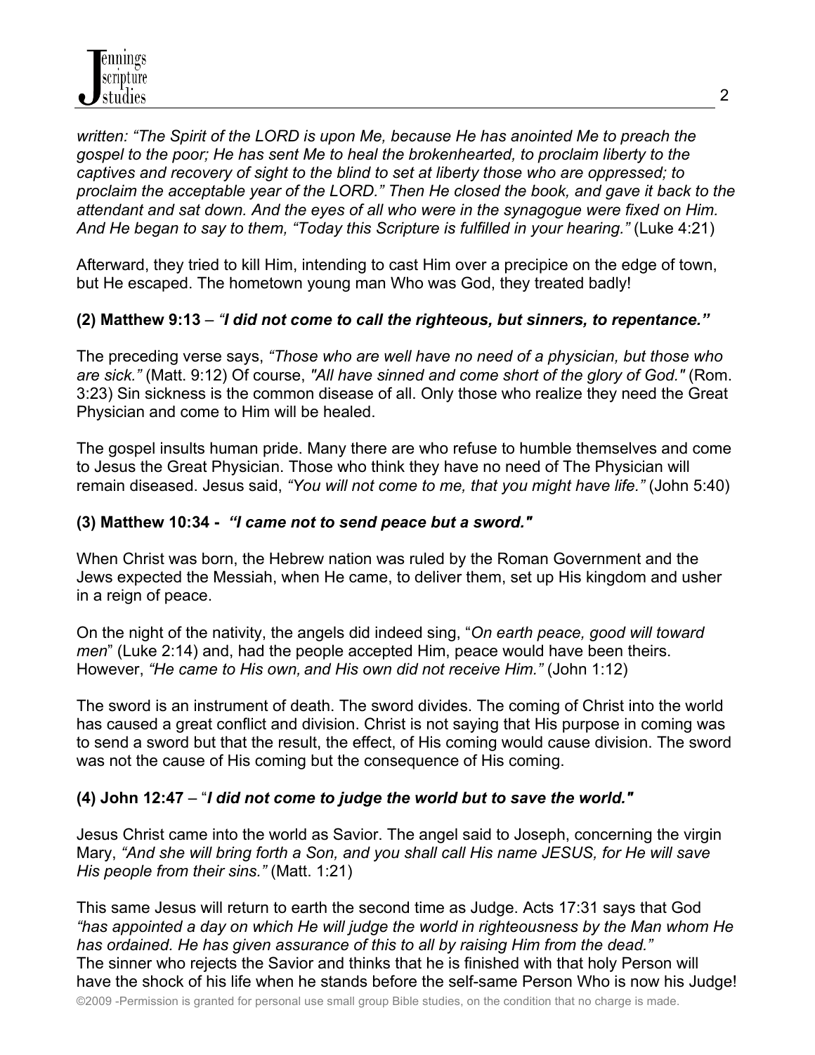*written: "The Spirit of the LORD is upon Me, because He has anointed Me to preach the gospel to the poor; He has sent Me to heal the brokenhearted, to proclaim liberty to the captives and recovery of sight to the blind to set at liberty those who are oppressed; to proclaim the acceptable year of the LORD." Then He closed the book, and gave it back to the attendant and sat down. And the eyes of all who were in the synagogue were fixed on Him. And He began to say to them, "Today this Scripture is fulfilled in your hearing."* (Luke 4:21)

Afterward, they tried to kill Him, intending to cast Him over a precipice on the edge of town, but He escaped. The hometown young man Who was God, they treated badly!

**(2) Matthew 9:13** – *"**I did not come to call the righteous, but sinners, to repentance.**"*

The preceding verse says, *"Those who are well have no need of a physician, but those who are sick."* (Matt. 9:12) Of course, *"All have sinned and come short of the glory of God."* (Rom. 3:23) Sin sickness is the common disease of all. Only those who realize they need the Great Physician and come to Him will be healed.

The gospel insults human pride. Many there are who refuse to humble themselves and come to Jesus the Great Physician. Those who think they have no need of The Physician will remain diseased. Jesus said, *"You will not come to me, that you might have life."* (John 5:40)

**(3) Matthew 10:34 - *"I came not to send peace but a sword."***

When Christ was born, the Hebrew nation was ruled by the Roman Government and the Jews expected the Messiah, when He came, to deliver them, set up His kingdom and usher in a reign of peace.

On the night of the nativity, the angels did indeed sing, "*On earth peace, good will toward men*" (Luke 2:14) and, had the people accepted Him, peace would have been theirs. However, *"He came to His own, and His own did not receive Him."* (John 1:12)

The sword is an instrument of death. The sword divides. The coming of Christ into the world has caused a great conflict and division. Christ is not saying that His purpose in coming was to send a sword but that the result, the effect, of His coming would cause division. The sword was not the cause of His coming but the consequence of His coming.

**(4) John 12:47** – "***I did not come to judge the world but to save the world."***

Jesus Christ came into the world as Savior. The angel said to Joseph, concerning the virgin Mary, *"And she will bring forth a Son, and you shall call His name JESUS, for He will save His people from their sins."* (Matt. 1:21)

This same Jesus will return to earth the second time as Judge. Acts 17:31 says that God *"has appointed a day on which He will judge the world in righteousness by the Man whom He has ordained. He has given assurance of this to all by raising Him from the dead."*
The sinner who rejects the Savior and thinks that he is finished with that holy Person will have the shock of his life when he stands before the self-same Person Who is now his Judge!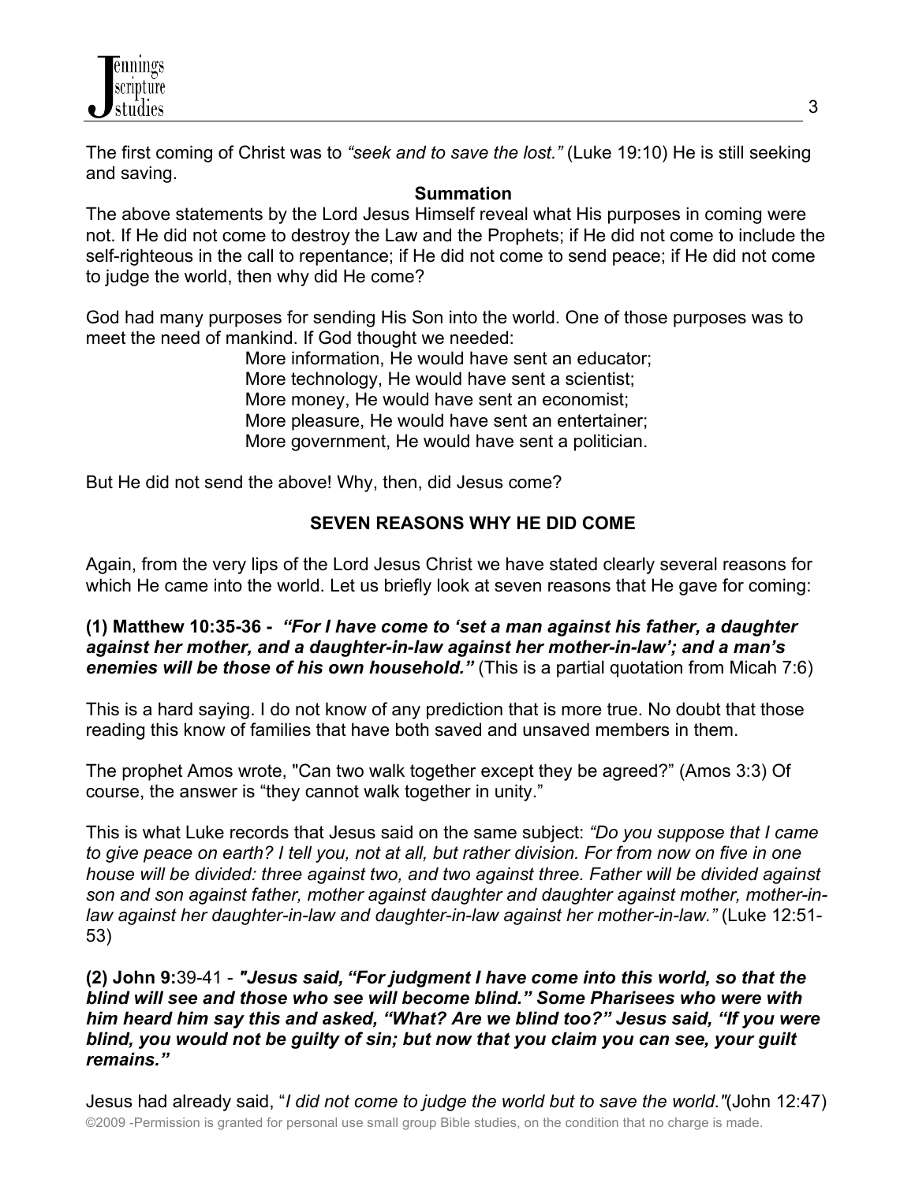The first coming of Christ was to *"seek and to save the lost."* (Luke 19:10) He is still seeking and saving.

**Summation**

The above statements by the Lord Jesus Himself reveal what His purposes in coming were not. If He did not come to destroy the Law and the Prophets; if He did not come to include the self-righteous in the call to repentance; if He did not come to send peace; if He did not come to judge the world, then why did He come?

God had many purposes for sending His Son into the world. One of those purposes was to meet the need of mankind. If God thought we needed:

More information, He would have sent an educator;
More technology, He would have sent a scientist;
More money, He would have sent an economist;
More pleasure, He would have sent an entertainer;
More government, He would have sent a politician.

But He did not send the above! Why, then, did Jesus come?

## SEVEN REASONS WHY HE DID COME

Again, from the very lips of the Lord Jesus Christ we have stated clearly several reasons for which He came into the world. Let us briefly look at seven reasons that He gave for coming:

**(1) Matthew 10:35-36 -** ***"For I have come to 'set a man against his father, a daughter against her mother, and a daughter-in-law against her mother-in-law'; and a man's enemies will be those of his own household."*** (This is a partial quotation from Micah 7:6)

This is a hard saying. I do not know of any prediction that is more true. No doubt that those reading this know of families that have both saved and unsaved members in them.

The prophet Amos wrote, "Can two walk together except they be agreed?" (Amos 3:3) Of course, the answer is "they cannot walk together in unity."

This is what Luke records that Jesus said on the same subject: *"Do you suppose that I came to give peace on earth? I tell you, not at all, but rather division. For from now on five in one house will be divided: three against two, and two against three. Father will be divided against son and son against father, mother against daughter and daughter against mother, mother-in-law against her daughter-in-law and daughter-in-law against her mother-in-law."* (Luke 12:51-53)

**(2) John 9:**39-41 - ***"Jesus said, "For judgment I have come into this world, so that the blind will see and those who see will become blind." Some Pharisees who were with him heard him say this and asked, "What? Are we blind too?" Jesus said, "If you were blind, you would not be guilty of sin; but now that you claim you can see, your guilt remains."***

Jesus had already said, "*I did not come to judge the world but to save the world."*(John 12:47)

©2009 -Permission is granted for personal use small group Bible studies, on the condition that no charge is made.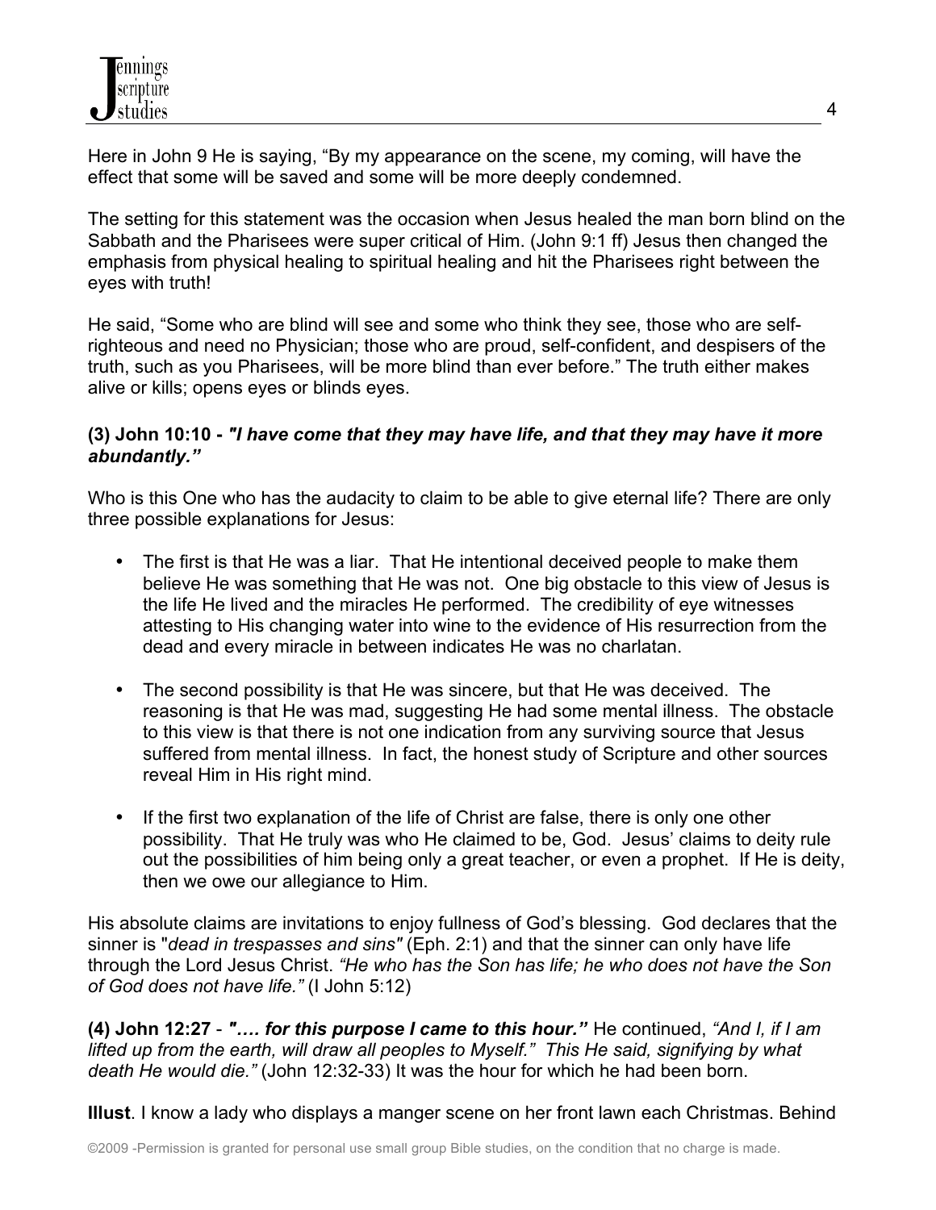Here in John 9 He is saying, "By my appearance on the scene, my coming, will have the effect that some will be saved and some will be more deeply condemned.

The setting for this statement was the occasion when Jesus healed the man born blind on the Sabbath and the Pharisees were super critical of Him. (John 9:1 ff) Jesus then changed the emphasis from physical healing to spiritual healing and hit the Pharisees right between the eyes with truth!

He said, "Some who are blind will see and some who think they see, those who are self-righteous and need no Physician; those who are proud, self-confident, and despisers of the truth, such as you Pharisees, will be more blind than ever before." The truth either makes alive or kills; opens eyes or blinds eyes.

**(3) John 10:10 - *"I have come that they may have life, and that they may have it more abundantly."***

Who is this One who has the audacity to claim to be able to give eternal life? There are only three possible explanations for Jesus:

- The first is that He was a liar. That He intentional deceived people to make them believe He was something that He was not. One big obstacle to this view of Jesus is the life He lived and the miracles He performed. The credibility of eye witnesses attesting to His changing water into wine to the evidence of His resurrection from the dead and every miracle in between indicates He was no charlatan.

- The second possibility is that He was sincere, but that He was deceived. The reasoning is that He was mad, suggesting He had some mental illness. The obstacle to this view is that there is not one indication from any surviving source that Jesus suffered from mental illness. In fact, the honest study of Scripture and other sources reveal Him in His right mind.

- If the first two explanation of the life of Christ are false, there is only one other possibility. That He truly was who He claimed to be, God. Jesus' claims to deity rule out the possibilities of him being only a great teacher, or even a prophet. If He is deity, then we owe our allegiance to Him.

His absolute claims are invitations to enjoy fullness of God's blessing. God declares that the sinner is "*dead in trespasses and sins"* (Eph. 2:1) and that the sinner can only have life through the Lord Jesus Christ. *"He who has the Son has life; he who does not have the Son of God does not have life."* (I John 5:12)

**(4) John 12:27** - ***".... for this purpose I came to this hour."*** He continued, *"And I, if I am lifted up from the earth, will draw all peoples to Myself." This He said, signifying by what death He would die."* (John 12:32-33) It was the hour for which he had been born.

**Illust**. I know a lady who displays a manger scene on her front lawn each Christmas. Behind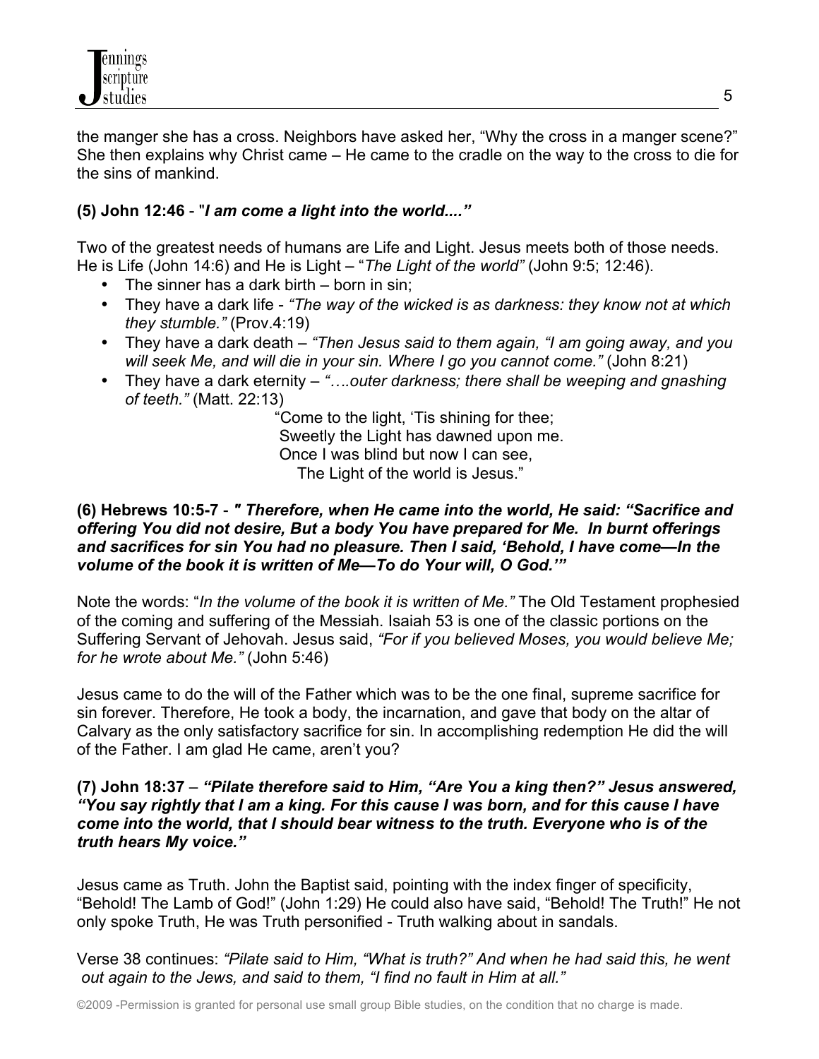the manger she has a cross. Neighbors have asked her, "Why the cross in a manger scene?" She then explains why Christ came – He came to the cradle on the way to the cross to die for the sins of mankind.

**(5) John 12:46** - "***I am come a light into the world...."***

Two of the greatest needs of humans are Life and Light. Jesus meets both of those needs. He is Life (John 14:6) and He is Light – "*The Light of the world"* (John 9:5; 12:46).

- The sinner has a dark birth – born in sin;
- They have a dark life - *"The way of the wicked is as darkness: they know not at which they stumble."* (Prov.4:19)
- They have a dark death – *"Then Jesus said to them again, "I am going away, and you will seek Me, and will die in your sin. Where I go you cannot come."* (John 8:21)
- They have a dark eternity – *"….outer darkness; there shall be weeping and gnashing of teeth."* (Matt. 22:13)

"Come to the light, 'Tis shining for thee;
Sweetly the Light has dawned upon me.
Once I was blind but now I can see,
The Light of the world is Jesus."

**(6) Hebrews 10:5-7** - ***" Therefore, when He came into the world, He said: "Sacrifice and offering You did not desire, But a body You have prepared for Me. In burnt offerings and sacrifices for sin You had no pleasure. Then I said, 'Behold, I have come—In the volume of the book it is written of Me—To do Your will, O God.'"***

Note the words: "*In the volume of the book it is written of Me."* The Old Testament prophesied of the coming and suffering of the Messiah. Isaiah 53 is one of the classic portions on the Suffering Servant of Jehovah. Jesus said, *"For if you believed Moses, you would believe Me; for he wrote about Me."* (John 5:46)

Jesus came to do the will of the Father which was to be the one final, supreme sacrifice for sin forever. Therefore, He took a body, the incarnation, and gave that body on the altar of Calvary as the only satisfactory sacrifice for sin. In accomplishing redemption He did the will of the Father. I am glad He came, aren't you?

**(7) John 18:37** – ***"Pilate therefore said to Him, "Are You a king then?" Jesus answered, "You say rightly that I am a king. For this cause I was born, and for this cause I have come into the world, that I should bear witness to the truth. Everyone who is of the truth hears My voice."***

Jesus came as Truth. John the Baptist said, pointing with the index finger of specificity, "Behold! The Lamb of God!" (John 1:29) He could also have said, "Behold! The Truth!" He not only spoke Truth, He was Truth personified - Truth walking about in sandals.

Verse 38 continues: *"Pilate said to Him, "What is truth?" And when he had said this, he went out again to the Jews, and said to them, "I find no fault in Him at all."*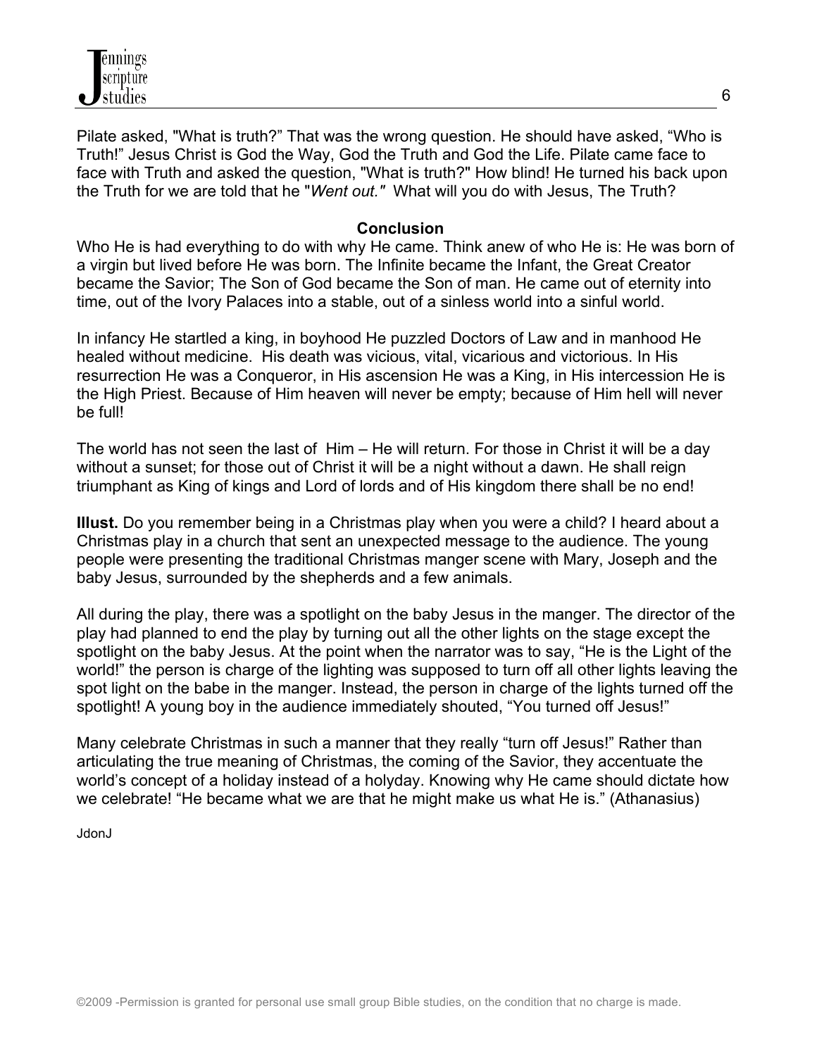Pilate asked, "What is truth?" That was the wrong question. He should have asked, "Who is Truth!" Jesus Christ is God the Way, God the Truth and God the Life. Pilate came face to face with Truth and asked the question, "What is truth?" How blind! He turned his back upon the Truth for we are told that he "*Went out."* What will you do with Jesus, The Truth?

## Conclusion

Who He is had everything to do with why He came. Think anew of who He is: He was born of a virgin but lived before He was born. The Infinite became the Infant, the Great Creator became the Savior; The Son of God became the Son of man. He came out of eternity into time, out of the Ivory Palaces into a stable, out of a sinless world into a sinful world.

In infancy He startled a king, in boyhood He puzzled Doctors of Law and in manhood He healed without medicine. His death was vicious, vital, vicarious and victorious. In His resurrection He was a Conqueror, in His ascension He was a King, in His intercession He is the High Priest. Because of Him heaven will never be empty; because of Him hell will never be full!

The world has not seen the last of Him – He will return. For those in Christ it will be a day without a sunset; for those out of Christ it will be a night without a dawn. He shall reign triumphant as King of kings and Lord of lords and of His kingdom there shall be no end!

**Illust.** Do you remember being in a Christmas play when you were a child? I heard about a Christmas play in a church that sent an unexpected message to the audience. The young people were presenting the traditional Christmas manger scene with Mary, Joseph and the baby Jesus, surrounded by the shepherds and a few animals.

All during the play, there was a spotlight on the baby Jesus in the manger. The director of the play had planned to end the play by turning out all the other lights on the stage except the spotlight on the baby Jesus. At the point when the narrator was to say, "He is the Light of the world!" the person is charge of the lighting was supposed to turn off all other lights leaving the spot light on the babe in the manger. Instead, the person in charge of the lights turned off the spotlight! A young boy in the audience immediately shouted, "You turned off Jesus!"

Many celebrate Christmas in such a manner that they really "turn off Jesus!" Rather than articulating the true meaning of Christmas, the coming of the Savior, they accentuate the world's concept of a holiday instead of a holyday. Knowing why He came should dictate how we celebrate! "He became what we are that he might make us what He is." (Athanasius)

JdonJ

©2009 -Permission is granted for personal use small group Bible studies, on the condition that no charge is made.